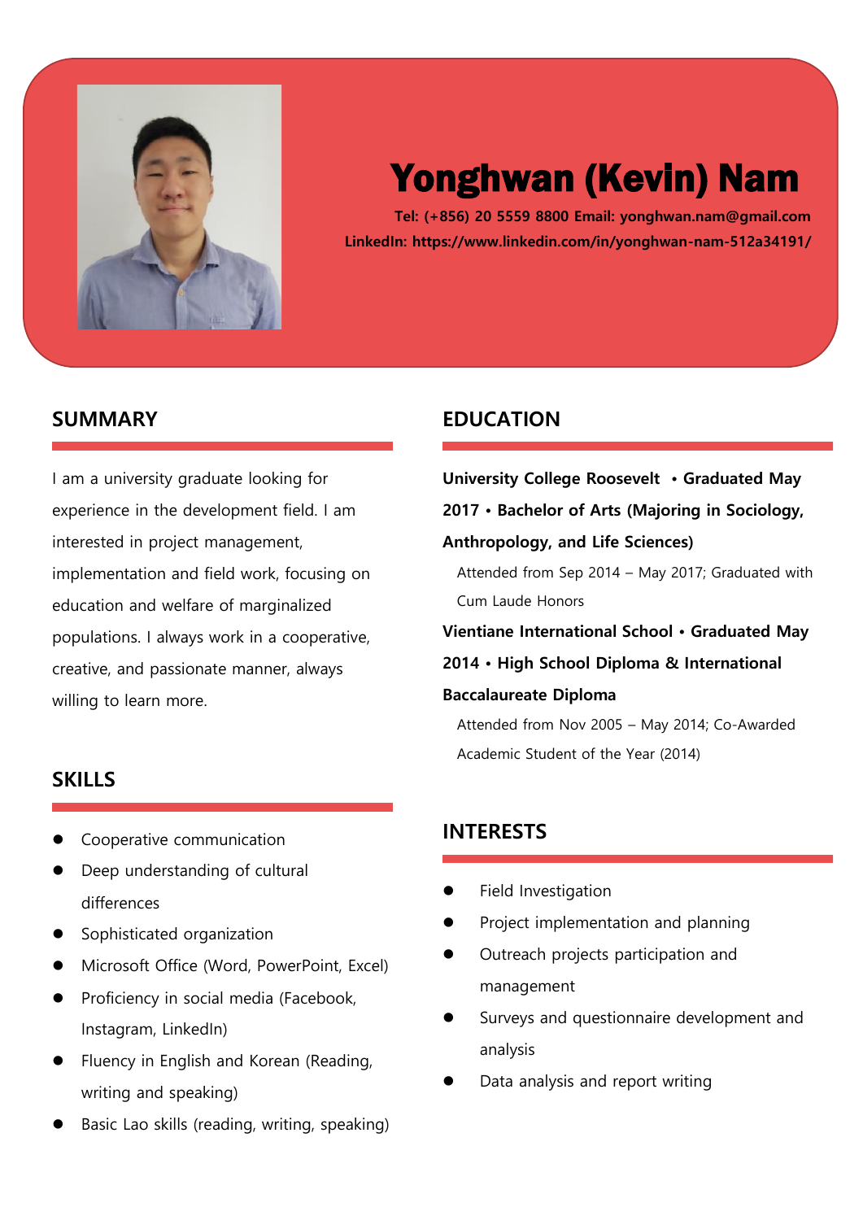# Yonghwan (Kevin) Nam

**Tel: (+856) 20 5559 8800 Email: yonghwan.nam@gmail.com**
**LinkedIn: https://www.linkedin.com/in/yonghwan-nam-512a34191/**

## SUMMARY

I am a university graduate looking for experience in the development field. I am interested in project management, implementation and field work, focusing on education and welfare of marginalized populations. I always work in a cooperative, creative, and passionate manner, always willing to learn more.

## SKILLS

- Cooperative communication
- Deep understanding of cultural differences
- Sophisticated organization
- Microsoft Office (Word, PowerPoint, Excel)
- Proficiency in social media (Facebook, Instagram, LinkedIn)
- Fluency in English and Korean (Reading, writing and speaking)
- Basic Lao skills (reading, writing, speaking)

## EDUCATION

**University College Roosevelt • Graduated May 2017 • Bachelor of Arts (Majoring in Sociology, Anthropology, and Life Sciences)**

Attended from Sep 2014 – May 2017; Graduated with Cum Laude Honors

**Vientiane International School • Graduated May 2014 • High School Diploma & International Baccalaureate Diploma**

Attended from Nov 2005 – May 2014; Co-Awarded Academic Student of the Year (2014)

## INTERESTS

- Field Investigation
- Project implementation and planning
- Outreach projects participation and management
- Surveys and questionnaire development and analysis
- Data analysis and report writing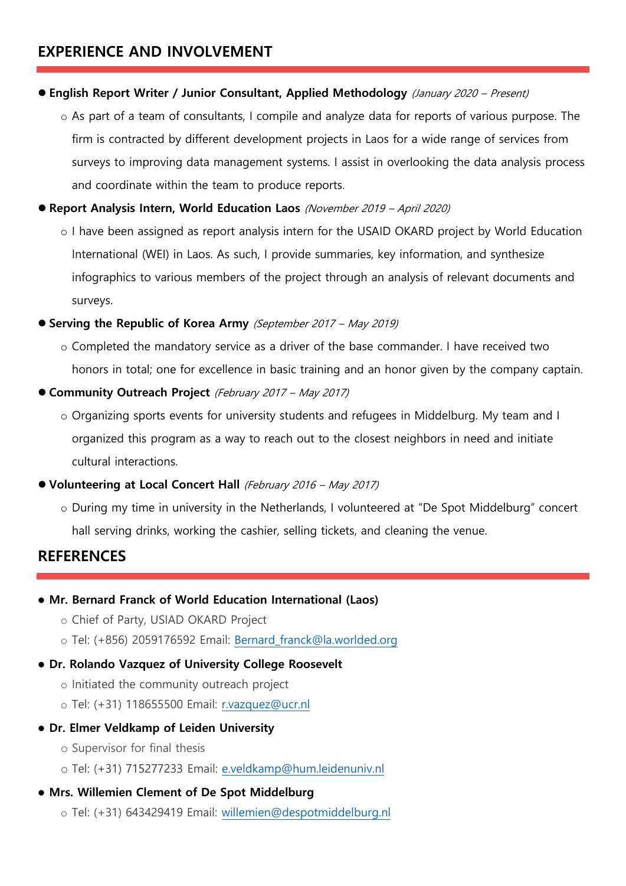## EXPERIENCE AND INVOLVEMENT

- **English Report Writer / Junior Consultant, Applied Methodology** *(January 2020 – Present)*
  - As part of a team of consultants, I compile and analyze data for reports of various purpose. The firm is contracted by different development projects in Laos for a wide range of services from surveys to improving data management systems. I assist in overlooking the data analysis process and coordinate within the team to produce reports.
- **Report Analysis Intern, World Education Laos** *(November 2019 – April 2020)*
  - I have been assigned as report analysis intern for the USAID OKARD project by World Education International (WEI) in Laos. As such, I provide summaries, key information, and synthesize infographics to various members of the project through an analysis of relevant documents and surveys.
- **Serving the Republic of Korea Army** *(September 2017 – May 2019)*
  - Completed the mandatory service as a driver of the base commander. I have received two honors in total; one for excellence in basic training and an honor given by the company captain.
- **Community Outreach Project** *(February 2017 – May 2017)*
  - Organizing sports events for university students and refugees in Middelburg. My team and I organized this program as a way to reach out to the closest neighbors in need and initiate cultural interactions.
- **Volunteering at Local Concert Hall** *(February 2016 – May 2017)*
  - During my time in university in the Netherlands, I volunteered at "De Spot Middelburg" concert hall serving drinks, working the cashier, selling tickets, and cleaning the venue.

## REFERENCES

- **Mr. Bernard Franck of World Education International (Laos)**
  - Chief of Party, USIAD OKARD Project
  - Tel: (+856) 2059176592 Email: Bernard_franck@la.worlded.org
- **Dr. Rolando Vazquez of University College Roosevelt**
  - Initiated the community outreach project
  - Tel: (+31) 118655500 Email: r.vazquez@ucr.nl
- **Dr. Elmer Veldkamp of Leiden University**
  - Supervisor for final thesis
  - Tel: (+31) 715277233 Email: e.veldkamp@hum.leidenuniv.nl
- **Mrs. Willemien Clement of De Spot Middelburg**
  - Tel: (+31) 643429419 Email: willemien@despotmiddelburg.nl